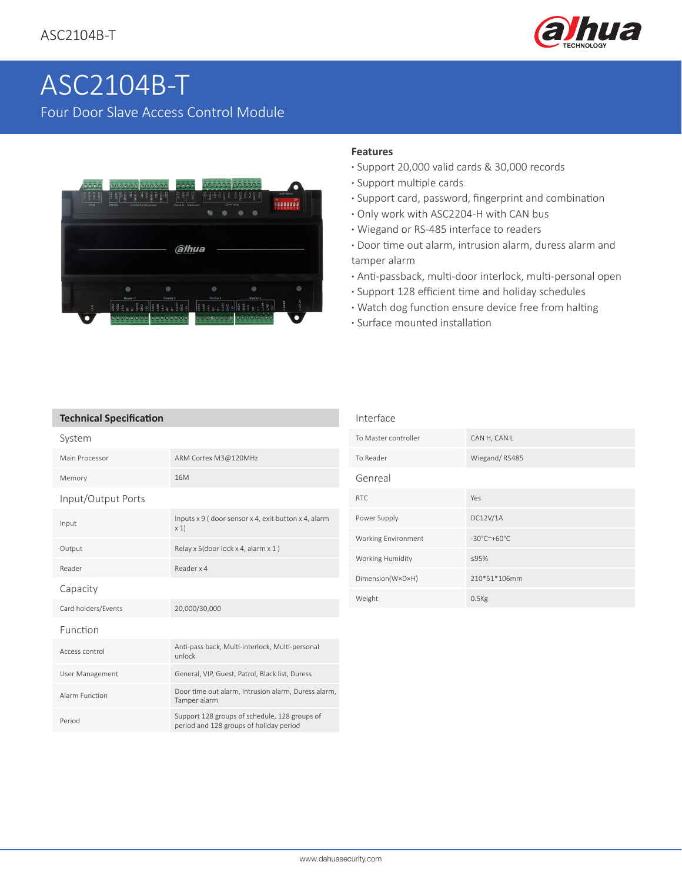# ASC2104B-T

Four Door Slave Access Control Module

### Features

- Support 20,000 valid cards & 30,000 records
- Support multiple cards
- Support card, password, fingerprint and combination
- Only work with ASC2204-H with CAN bus
- Wiegand or RS-485 interface to readers
- Door time out alarm, intrusion alarm, duress alarm and tamper alarm
- Anti-passback, multi-door interlock, multi-personal open
- Support 128 efficient time and holiday schedules
- Watch dog function ensure device free from halting
- Surface mounted installation

## Technical Specification

| System | |
|---|---|
| Main Processor | ARM Cortex M3@120MHz |
| Memory | 16M |
| **Input/Output Ports** | |
| Input | Inputs x 9 ( door sensor x 4, exit button x 4, alarm x 1) |
| Output | Relay x 5(door lock x 4, alarm x 1 ) |
| Reader | Reader x 4 |
| **Capacity** | |
| Card holders/Events | 20,000/30,000 |
| **Function** | |
| Access control | Anti-pass back, Multi-interlock, Multi-personal unlock |
| User Management | General, VIP, Guest, Patrol, Black list, Duress |
| Alarm Function | Door time out alarm, Intrusion alarm, Duress alarm, Tamper alarm |
| Period | Support 128 groups of schedule, 128 groups of period and 128 groups of holiday period |

| Interface | |
|---|---|
| To Master controller | CAN H, CAN L |
| To Reader | Wiegand/ RS485 |
| **Genreal** | |
| RTC | Yes |
| Power Supply | DC12V/1A |
| Working Environment | -30°C~+60°C |
| Working Humidity | ≤95% |
| Dimension(W×D×H) | 210*51*106mm |
| Weight | 0.5Kg |

www.dahuasecurity.com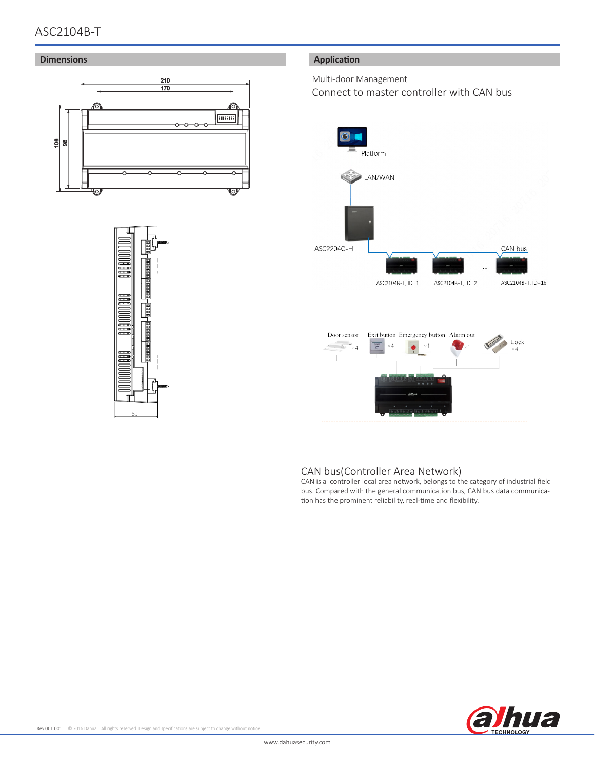## Dimensions

210
170
108
98
51

## Application

Multi-door Management

Connect to master controller with CAN bus

Platform
LAN/WAN
ASC2204C-H
CAN bus
ASC2104B-T, ID=1
ASC2104B-T, ID=2
...
ASC2104B-T, ID=16

Door sensor ×4
Exit button ×4
Emergency button ×1
Alarm out ×1
Lock ×4

### CAN bus(Controller Area Network)

CAN is a controller local area network, belongs to the category of industrial field bus. Compared with the general communication bus, CAN bus data communication has the prominent reliability, real-time and flexibility.

Rev 001.001 © 2016 Dahua . All rights reserved. Design and specifications are subject to change without notice

www.dahuasecurity.com